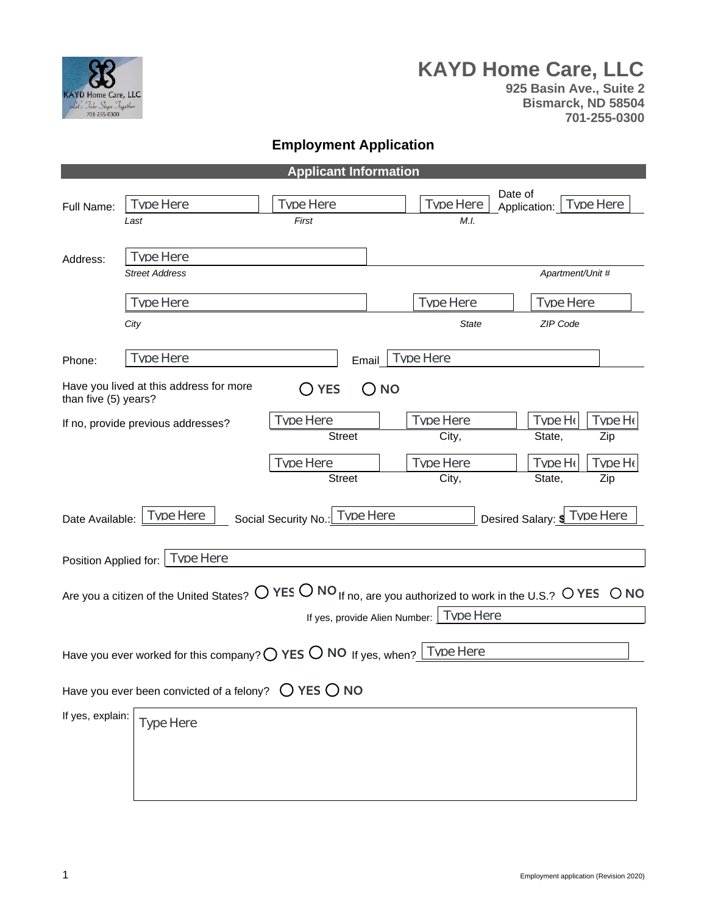# KAYD Home Care, LLC

**925 Basin Ave., Suite 2**
**Bismarck, ND 58504**
**701-255-0300**

## Employment Application

### Applicant Information

Full Name: Type Here Type Here Type Here Date of Application: Type Here

*Last* *First* *M.I.*

Address: Type Here

*Street Address* *Apartment/Unit #*

Type Here Type Here Type Here

*City* *State* *ZIP Code*

Phone: Type Here Email Type Here

Have you lived at this address for more than five (5) years? ○ YES ○ NO

If no, provide previous addresses? Type Here Type Here Type He Type He

Street City, State, Zip

Type Here Type Here Type He Type He

Street City, State, Zip

Date Available: Type Here Social Security No.: Type Here Desired Salary: $ Type Here

Position Applied for: Type Here

Are you a citizen of the United States? ○ YES ○ NO If no, are you authorized to work in the U.S.? ○ YES ○ NO

If yes, provide Alien Number: Type Here

Have you ever worked for this company? ○ YES ○ NO If yes, when? Type Here

Have you ever been convicted of a felony? ○ YES ○ NO

If yes, explain: Type Here

Employment application (Revision 2020)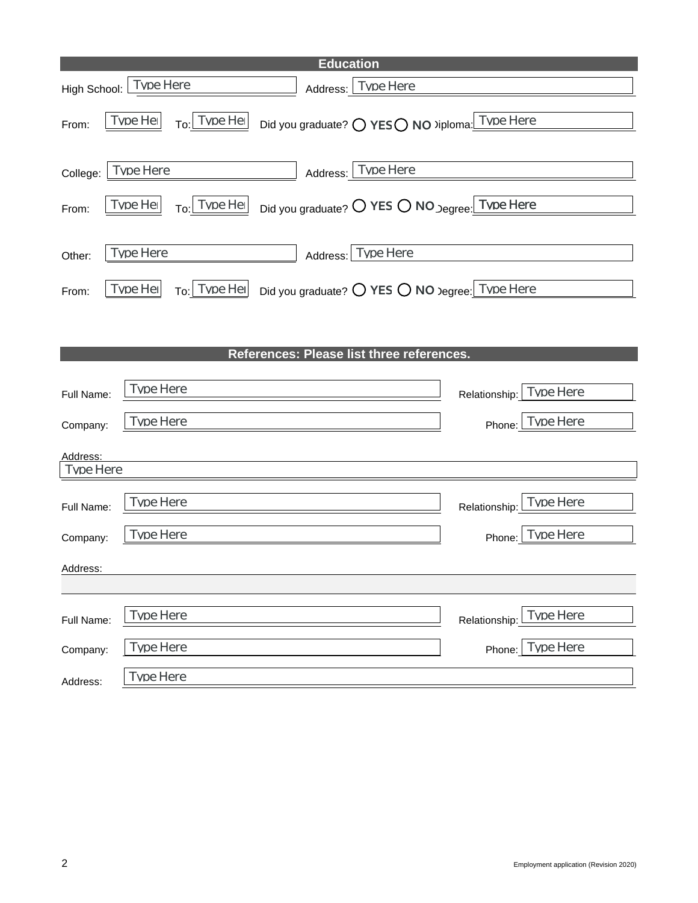## Education

High School: Type Here Address: Type Here

From: Type Her To: Type Her Did you graduate? ◯ YES ◯ NO Diploma: Type Here

College: Type Here Address: Type Here

From: Type Her To: Type Her Did you graduate? ◯ YES ◯ NO Degree: Type Here

Other: Type Here Address: Type Here

From: Type Her To: Type Her Did you graduate? ◯ YES ◯ NO Degree: Type Here

## References: Please list three references.

Full Name: Type Here Relationship: Type Here

Company: Type Here Phone: Type Here

Address:
Type Here

Full Name: Type Here Relationship: Type Here

Company: Type Here Phone: Type Here

Address:

Full Name: Type Here Relationship: Type Here

Company: Type Here Phone: Type Here

Address: Type Here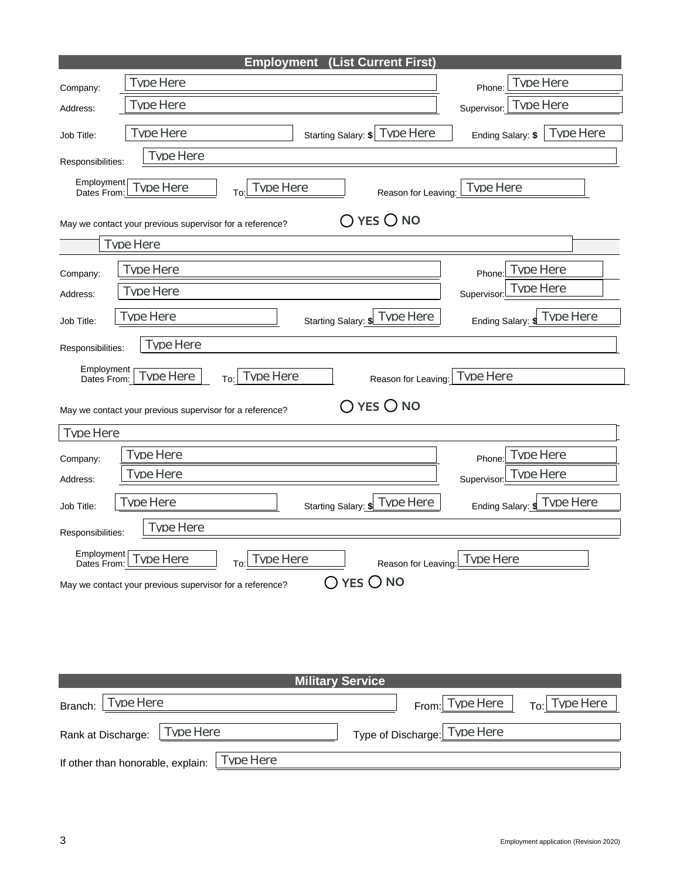## Employment (List Current First)

Company: Type Here Phone: Type Here

Address: Type Here Supervisor: Type Here

Job Title: Type Here Starting Salary: $ Type Here Ending Salary: $ Type Here

Responsibilities: Type Here

Employment Dates From: Type Here To: Type Here Reason for Leaving: Type Here

May we contact your previous supervisor for a reference? ◯ YES ◯ NO

Type Here

Company: Type Here Phone: Type Here

Address: Type Here Supervisor: Type Here

Job Title: Type Here Starting Salary: $ Type Here Ending Salary: $ Type Here

Responsibilities: Type Here

Employment Dates From: Type Here To: Type Here Reason for Leaving: Type Here

May we contact your previous supervisor for a reference? ◯ YES ◯ NO

Type Here

Company: Type Here Phone: Type Here

Address: Type Here Supervisor: Type Here

Job Title: Type Here Starting Salary: $ Type Here Ending Salary: $ Type Here

Responsibilities: Type Here

Employment Dates From: Type Here To: Type Here Reason for Leaving: Type Here

May we contact your previous supervisor for a reference? ◯ YES ◯ NO

## Military Service

Branch: Type Here From: Type Here To: Type Here

Rank at Discharge: Type Here Type of Discharge: Type Here

If other than honorable, explain: Type Here

Employment application (Revision 2020)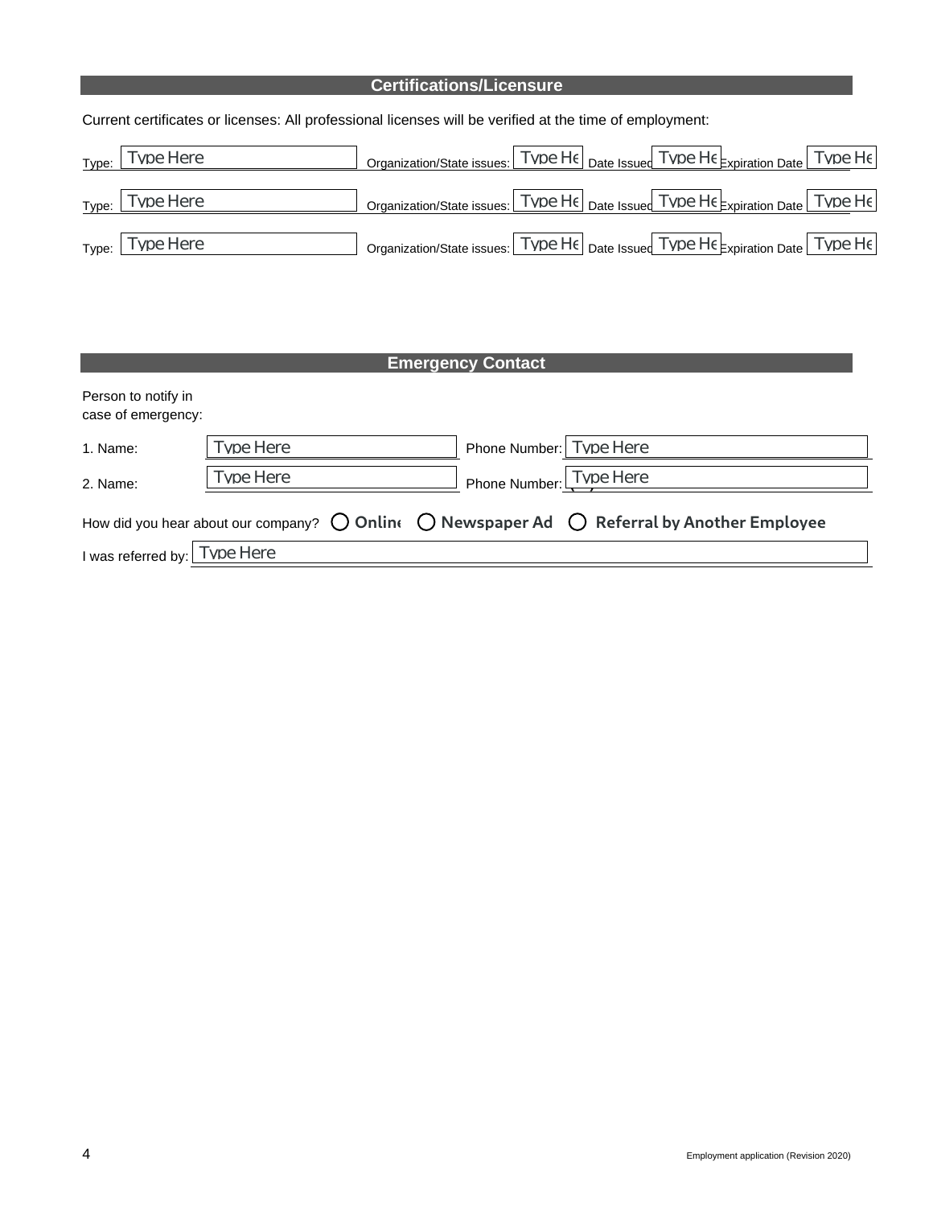## Certifications/Licensure

Current certificates or licenses: All professional licenses will be verified at the time of employment:

Type: Type Here Organization/State issues: Type He Date Issued Type He Expiration Date Type He

Type: Type Here Organization/State issues: Type He Date Issued Type He Expiration Date Type He

Type: Type Here Organization/State issues: Type He Date Issued Type He Expiration Date Type He

## Emergency Contact

Person to notify in case of emergency:

1. Name: Type Here Phone Number: Type Here

2. Name: Type Here Phone Number: Type Here

How did you hear about our company? ◯ Online ◯ Newspaper Ad ◯ Referral by Another Employee

I was referred by: Type Here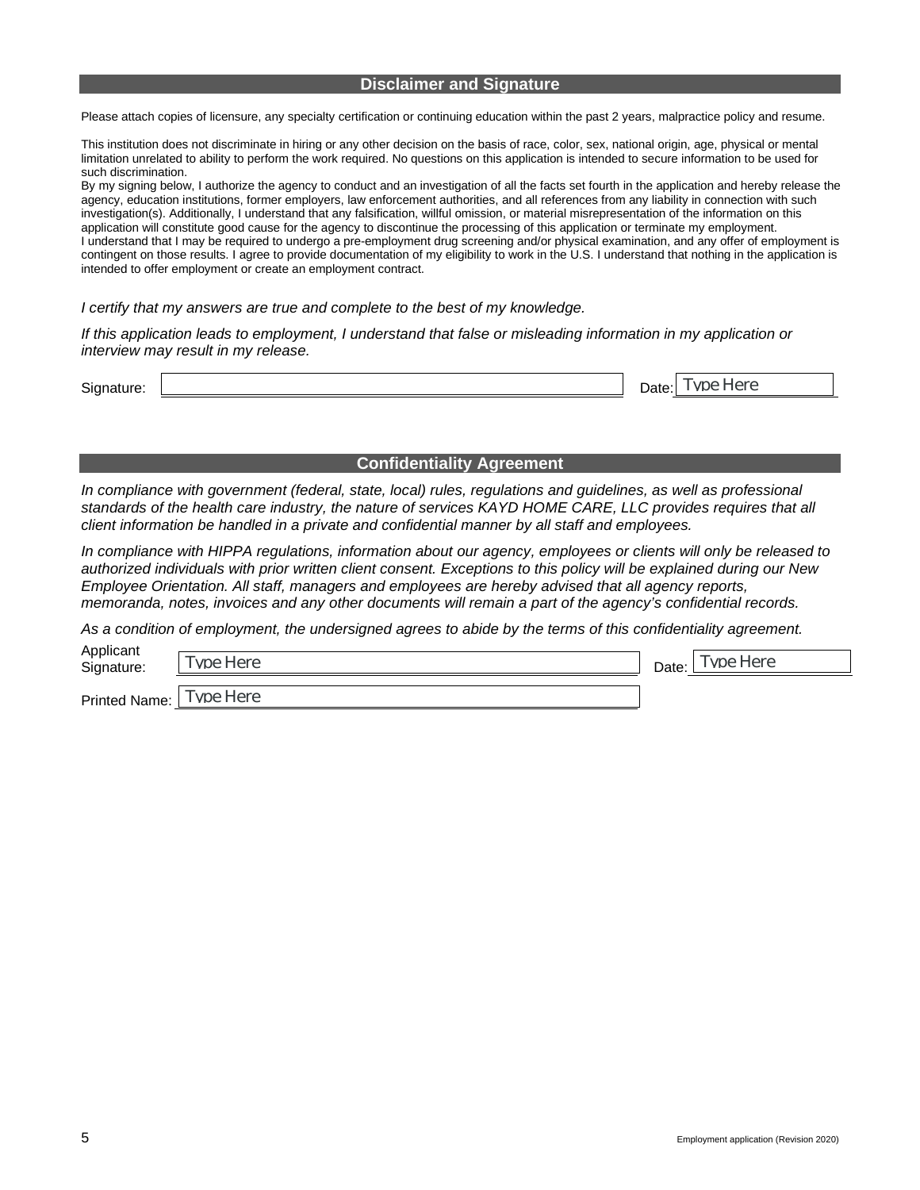## Disclaimer and Signature

Please attach copies of licensure, any specialty certification or continuing education within the past 2 years, malpractice policy and resume.

This institution does not discriminate in hiring or any other decision on the basis of race, color, sex, national origin, age, physical or mental limitation unrelated to ability to perform the work required. No questions on this application is intended to secure information to be used for such discrimination.
By my signing below, I authorize the agency to conduct and an investigation of all the facts set fourth in the application and hereby release the agency, education institutions, former employers, law enforcement authorities, and all references from any liability in connection with such investigation(s). Additionally, I understand that any falsification, willful omission, or material misrepresentation of the information on this application will constitute good cause for the agency to discontinue the processing of this application or terminate my employment.
I understand that I may be required to undergo a pre-employment drug screening and/or physical examination, and any offer of employment is contingent on those results. I agree to provide documentation of my eligibility to work in the U.S. I understand that nothing in the application is intended to offer employment or create an employment contract.

*I certify that my answers are true and complete to the best of my knowledge.*

*If this application leads to employment, I understand that false or misleading information in my application or interview may result in my release.*

Signature: ______________________ Date: Type Here

## Confidentiality Agreement

*In compliance with government (federal, state, local) rules, regulations and guidelines, as well as professional standards of the health care industry, the nature of services KAYD HOME CARE, LLC provides requires that all client information be handled in a private and confidential manner by all staff and employees.*

*In compliance with HIPPA regulations, information about our agency, employees or clients will only be released to authorized individuals with prior written client consent. Exceptions to this policy will be explained during our New Employee Orientation. All staff, managers and employees are hereby advised that all agency reports, memoranda, notes, invoices and any other documents will remain a part of the agency's confidential records.*

*As a condition of employment, the undersigned agrees to abide by the terms of this confidentiality agreement.*

Applicant Signature: Type Here Date: Type Here

Printed Name: Type Here